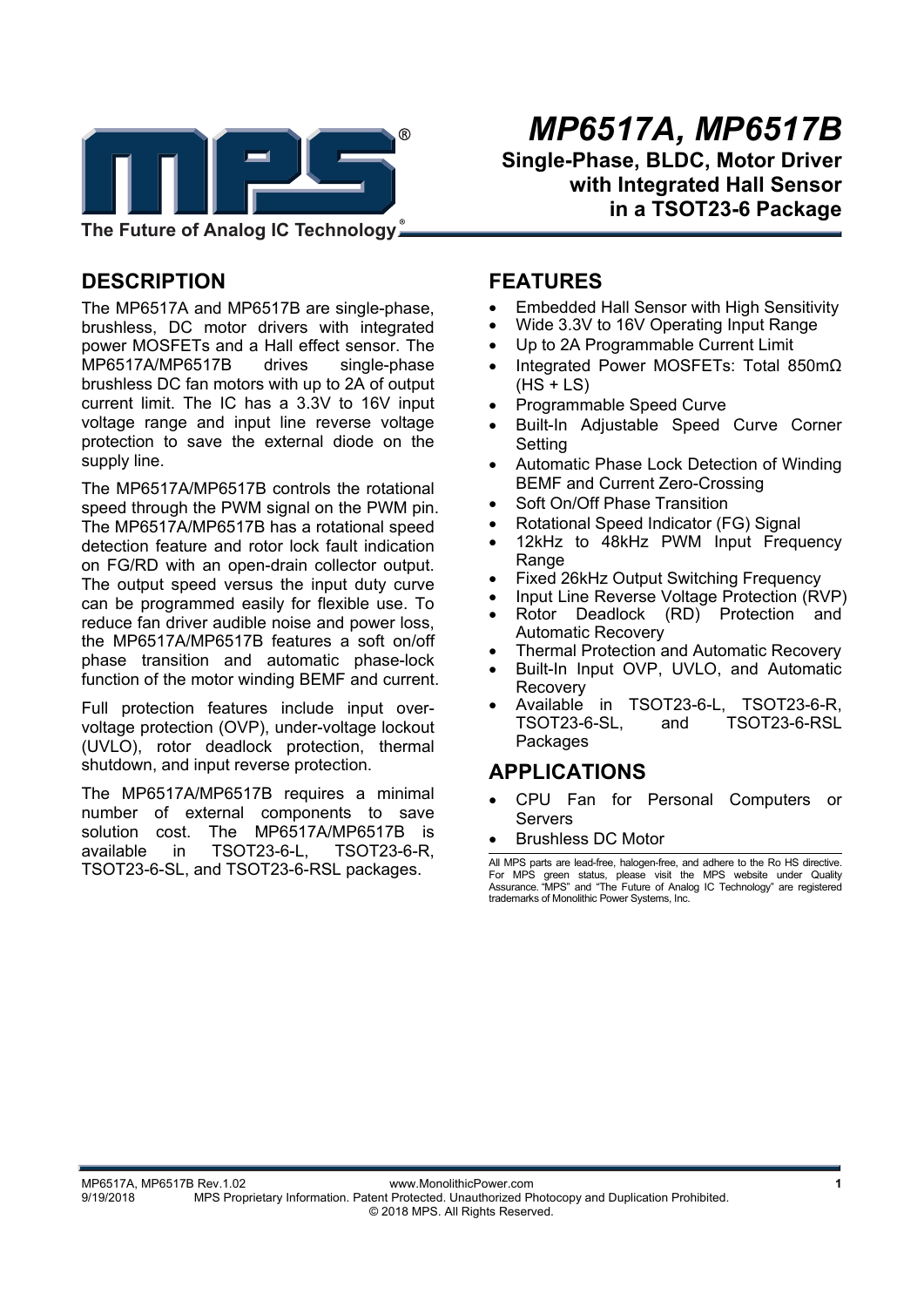# MP6517A, MP6517B

**Single-Phase, BLDC, Motor Driver with Integrated Hall Sensor in a TSOT23-6 Package**

The Future of Analog IC Technology®

## DESCRIPTION

The MP6517A and MP6517B are single-phase, brushless, DC motor drivers with integrated power MOSFETs and a Hall effect sensor. The MP6517A/MP6517B drives single-phase brushless DC fan motors with up to 2A of output current limit. The IC has a 3.3V to 16V input voltage range and input line reverse voltage protection to save the external diode on the supply line.

The MP6517A/MP6517B controls the rotational speed through the PWM signal on the PWM pin. The MP6517A/MP6517B has a rotational speed detection feature and rotor lock fault indication on FG/RD with an open-drain collector output. The output speed versus the input duty curve can be programmed easily for flexible use. To reduce fan driver audible noise and power loss, the MP6517A/MP6517B features a soft on/off phase transition and automatic phase-lock function of the motor winding BEMF and current.

Full protection features include input over-voltage protection (OVP), under-voltage lockout (UVLO), rotor deadlock protection, thermal shutdown, and input reverse protection.

The MP6517A/MP6517B requires a minimal number of external components to save solution cost. The MP6517A/MP6517B is available in TSOT23-6-L, TSOT23-6-R, TSOT23-6-SL, and TSOT23-6-RSL packages.

## FEATURES

- Embedded Hall Sensor with High Sensitivity
- Wide 3.3V to 16V Operating Input Range
- Up to 2A Programmable Current Limit
- Integrated Power MOSFETs: Total 850mΩ (HS + LS)
- Programmable Speed Curve
- Built-In Adjustable Speed Curve Corner Setting
- Automatic Phase Lock Detection of Winding BEMF and Current Zero-Crossing
- Soft On/Off Phase Transition
- Rotational Speed Indicator (FG) Signal
- 12kHz to 48kHz PWM Input Frequency Range
- Fixed 26kHz Output Switching Frequency
- Input Line Reverse Voltage Protection (RVP)
- Rotor Deadlock (RD) Protection and Automatic Recovery
- Thermal Protection and Automatic Recovery
- Built-In Input OVP, UVLO, and Automatic Recovery
- Available in TSOT23-6-L, TSOT23-6-R, TSOT23-6-SL, and TSOT23-6-RSL Packages

## APPLICATIONS

- CPU Fan for Personal Computers or Servers
- Brushless DC Motor

All MPS parts are lead-free, halogen-free, and adhere to the Ro HS directive. For MPS green status, please visit the MPS website under Quality Assurance. "MPS" and "The Future of Analog IC Technology" are registered trademarks of Monolithic Power Systems, Inc.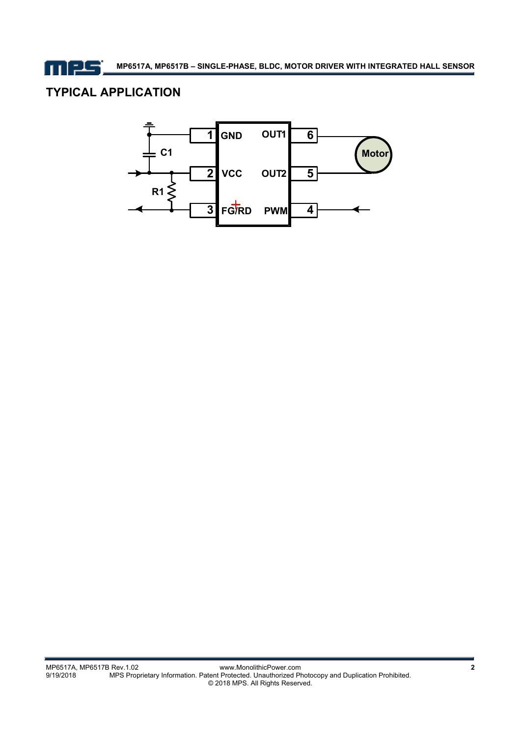## TYPICAL APPLICATION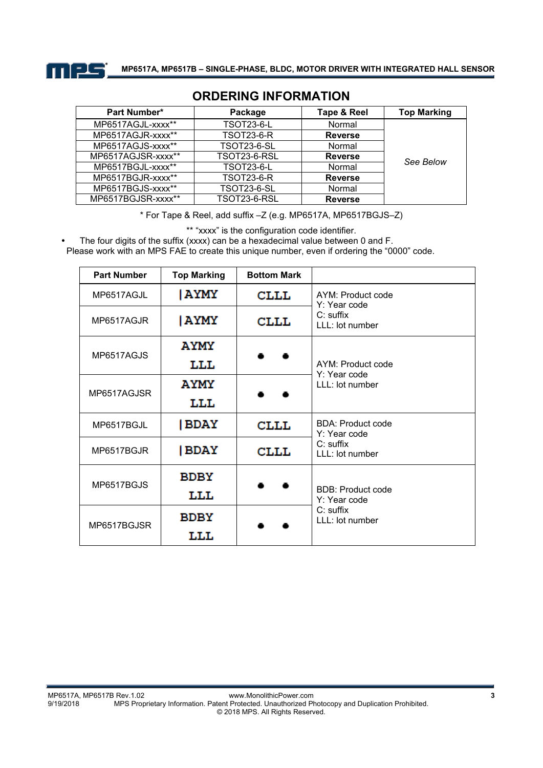## ORDERING INFORMATION

| Part Number* | Package | Tape & Reel | Top Marking |
|---|---|---|---|
| MP6517AGJL-xxxx** | TSOT23-6-L | Normal | *See Below* |
| MP6517AGJR-xxxx** | TSOT23-6-R | **Reverse** | |
| MP6517AGJS-xxxx** | TSOT23-6-SL | Normal | |
| MP6517AGJSR-xxxx** | TSOT23-6-RSL | **Reverse** | |
| MP6517BGJL-xxxx** | TSOT23-6-L | Normal | |
| MP6517BGJR-xxxx** | TSOT23-6-R | **Reverse** | |
| MP6517BGJS-xxxx** | TSOT23-6-SL | Normal | |
| MP6517BGJSR-xxxx** | TSOT23-6-RSL | **Reverse** | |

\* For Tape & Reel, add suffix –Z (e.g. MP6517A, MP6517BGJS–Z)

** "xxxx" is the configuration code identifier.

- The four digits of the suffix (xxxx) can be a hexadecimal value between 0 and F.

Please work with an MPS FAE to create this unique number, even if ordering the "0000" code.

| Part Number | Top Marking | Bottom Mark | |
|---|---|---|---|
| MP6517AGJL | \|AYMY | CLLL | AYM: Product code<br>Y: Year code<br>C: suffix<br>LLL: lot number |
| MP6517AGJR | \|AYMY | CLLL | |
| MP6517AGJS | AYMY<br>LLL | ● ● | AYM: Product code<br>Y: Year code<br>LLL: lot number |
| MP6517AGJSR | AYMY<br>LLL | ● ● | |
| MP6517BGJL | \|BDAY | CLLL | BDA: Product code<br>Y: Year code<br>C: suffix<br>LLL: lot number |
| MP6517BGJR | \|BDAY | CLLL | |
| MP6517BGJS | BDBY<br>LLL | ● ● | BDB: Product code<br>Y: Year code<br>C: suffix<br>LLL: lot number |
| MP6517BGJSR | BDBY<br>LLL | ● ● | |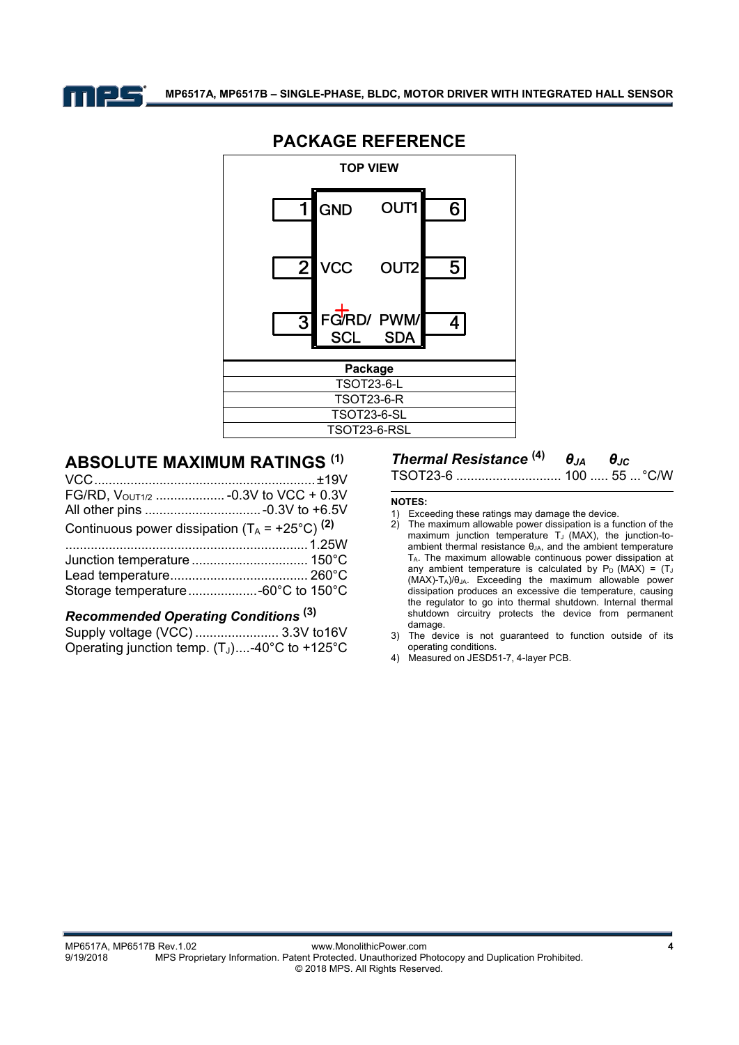## PACKAGE REFERENCE

TOP VIEW

| Pin | Left | Right | Pin |
|---|---|---|---|
| 1 | GND | OUT1 | 6 |
| 2 | VCC | OUT2 | 5 |
| 3 | FG/RD/ SCL | PWM/ SDA | 4 |

| Package |
|---|
| TSOT23-6-L |
| TSOT23-6-R |
| TSOT23-6-SL |
| TSOT23-6-RSL |

## ABSOLUTE MAXIMUM RATINGS [(1)]

VCC.............................................................±19V

FG/RD, $V_{OUT1/2}$ ................... -0.3V to VCC + 0.3V

All other pins ................................-0.3V to +6.5V

Continuous power dissipation ($T_A$ = +25°C) [(2)]

..................................................................1.25W

Junction temperature ................................ 150°C

Lead temperature...................................... 260°C

Storage temperature...................-60°C to 150°C

### *Recommended Operating Conditions* [(3)]

Supply voltage (VCC) ....................... 3.3V to16V

Operating junction temp. ($T_J$)....-40°C to +125°C

| *Thermal Resistance* [(4)] | $\theta_{JA}$ | $\theta_{JC}$ | |
|---|---|---|---|
| TSOT23-6 | 100 | 55 | °C/W |

**NOTES:**

1) Exceeding these ratings may damage the device.
2) The maximum allowable power dissipation is a function of the maximum junction temperature $T_J$ (MAX), the junction-to-ambient thermal resistance $\theta_{JA}$, and the ambient temperature $T_A$. The maximum allowable continuous power dissipation at any ambient temperature is calculated by $P_D$ (MAX) = ($T_J$ (MAX)-$T_A$)/$\theta_{JA}$. Exceeding the maximum allowable power dissipation produces an excessive die temperature, causing the regulator to go into thermal shutdown. Internal thermal shutdown circuitry protects the device from permanent damage.
3) The device is not guaranteed to function outside of its operating conditions.
4) Measured on JESD51-7, 4-layer PCB.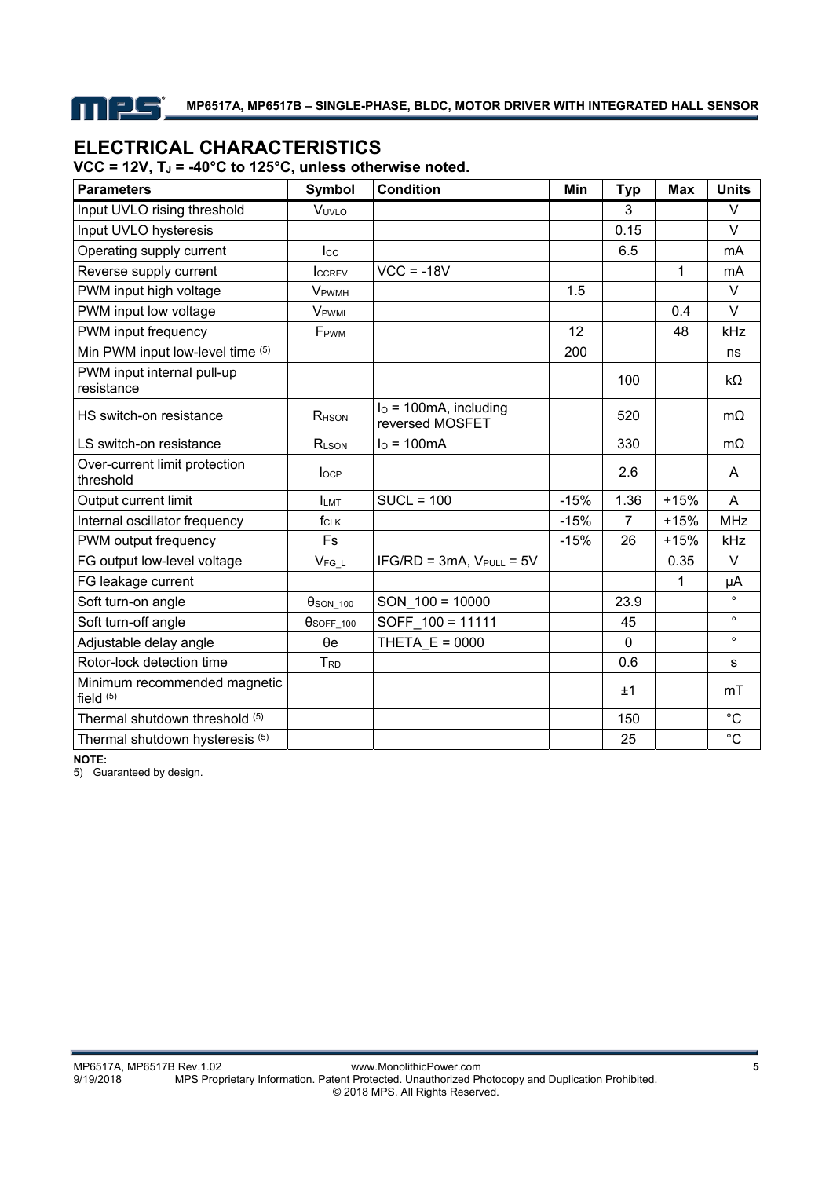# ELECTRICAL CHARACTERISTICS

**VCC = 12V, $T_J$ = -40°C to 125°C, unless otherwise noted.**

| Parameters | Symbol | Condition | Min | Typ | Max | Units |
|---|---|---|---|---|---|---|
| Input UVLO rising threshold | $V_{UVLO}$ | | | 3 | | V |
| Input UVLO hysteresis | | | | 0.15 | | V |
| Operating supply current | $I_{CC}$ | | | 6.5 | | mA |
| Reverse supply current | $I_{CCREV}$ | VCC = -18V | | | 1 | mA |
| PWM input high voltage | $V_{PWMH}$ | | 1.5 | | | V |
| PWM input low voltage | $V_{PWML}$ | | | | 0.4 | V |
| PWM input frequency | $F_{PWM}$ | | 12 | | 48 | kHz |
| Min PWM input low-level time [5] | | | 200 | | | ns |
| PWM input internal pull-up resistance | | | | 100 | | kΩ |
| HS switch-on resistance | $R_{HSON}$ | $I_O$ = 100mA, including reversed MOSFET | | 520 | | mΩ |
| LS switch-on resistance | $R_{LSON}$ | $I_O$ = 100mA | | 330 | | mΩ |
| Over-current limit protection threshold | $I_{OCP}$ | | | 2.6 | | A |
| Output current limit | $I_{LMT}$ | SUCL = 100 | -15% | 1.36 | +15% | A |
| Internal oscillator frequency | $f_{CLK}$ | | -15% | 7 | +15% | MHz |
| PWM output frequency | Fs | | -15% | 26 | +15% | kHz |
| FG output low-level voltage | $V_{FG\_L}$ | IFG/RD = 3mA, $V_{PULL}$ = 5V | | | 0.35 | V |
| FG leakage current | | | | | 1 | μA |
| Soft turn-on angle | $\theta_{SON\_100}$ | SON_100 = 10000 | | 23.9 | | ° |
| Soft turn-off angle | $\theta_{SOFF\_100}$ | SOFF_100 = 11111 | | 45 | | ° |
| Adjustable delay angle | θe | THETA_E = 0000 | | 0 | | ° |
| Rotor-lock detection time | $T_{RD}$ | | | 0.6 | | s |
| Minimum recommended magnetic field [5] | | | | ±1 | | mT |
| Thermal shutdown threshold [5] | | | | 150 | | °C |
| Thermal shutdown hysteresis [5] | | | | 25 | | °C |

**NOTE:**

5) Guaranteed by design.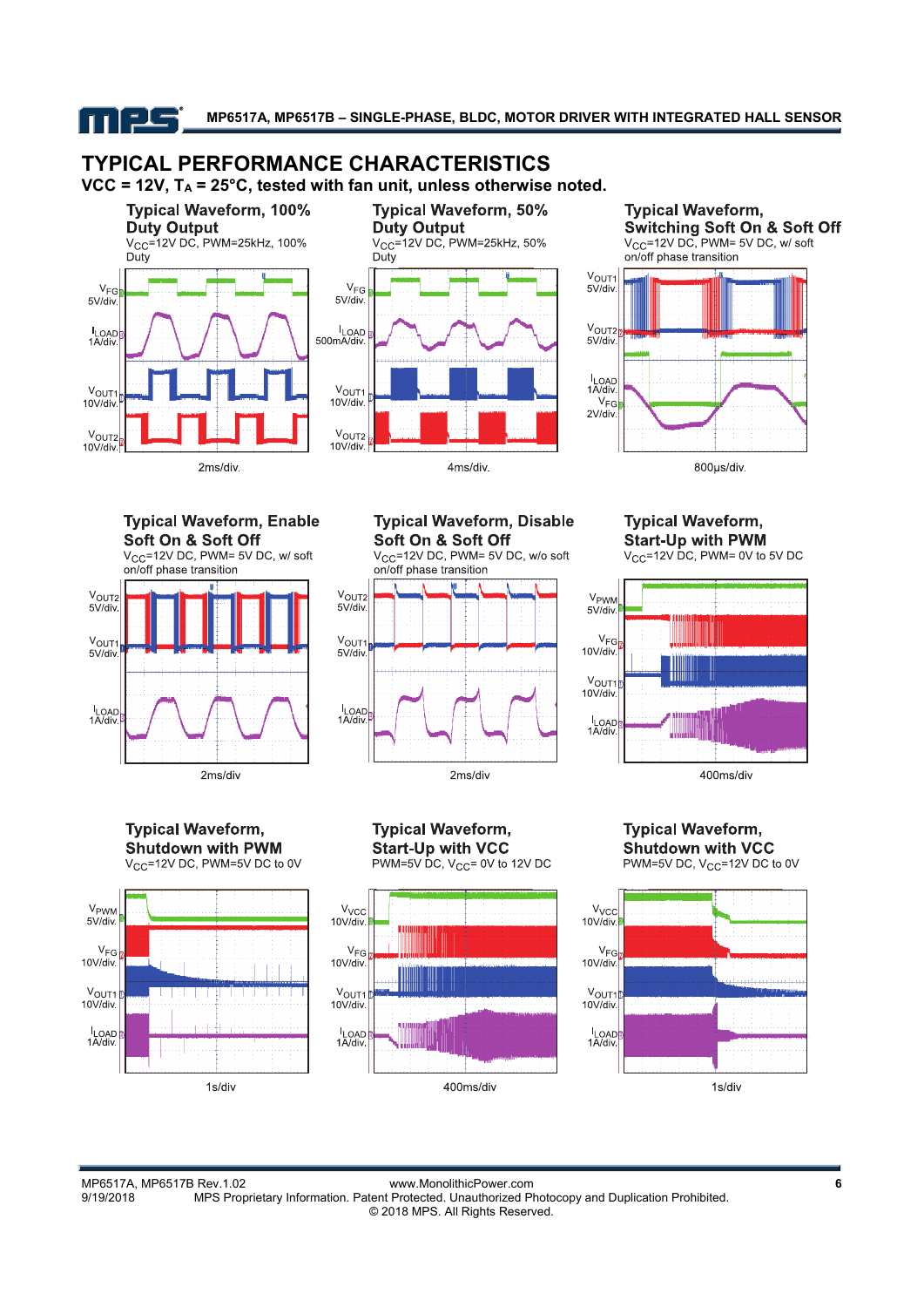## TYPICAL PERFORMANCE CHARACTERISTICS

**$V_{CC}$ = 12V, $T_A$ = 25°C, tested with fan unit, unless otherwise noted.**

**Typical Waveform, 100% Duty Output**

$V_{CC}$=12V DC, PWM=25kHz, 100% Duty

$V_{FG}$ 5V/div.

$I_{LOAD}$ 1A/div.

$V_{OUT1}$ 10V/div.

$V_{OUT2}$ 10V/div.

2ms/div.

**Typical Waveform, 50% Duty Output**

$V_{CC}$=12V DC, PWM=25kHz, 50% Duty

$V_{FG}$ 5V/div.

$I_{LOAD}$ 500mA/div.

$V_{OUT1}$ 10V/div.

$V_{OUT2}$ 10V/div.

4ms/div.

**Typical Waveform, Switching Soft On & Soft Off**

$V_{CC}$=12V DC, PWM= 5V DC, w/ soft on/off phase transition

$V_{OUT1}$ 5V/div.

$V_{OUT2}$ 5V/div.

$I_{LOAD}$ 1A/div.

$V_{FG}$ 2V/div.

800µs/div.

**Typical Waveform, Enable Soft On & Soft Off**

$V_{CC}$=12V DC, PWM= 5V DC, w/ soft on/off phase transition

$V_{OUT2}$ 5V/div.

$V_{OUT1}$ 5V/div.

$I_{LOAD}$ 1A/div.

2ms/div

**Typical Waveform, Disable Soft On & Soft Off**

$V_{CC}$=12V DC, PWM= 5V DC, w/o soft on/off phase transition

$V_{OUT2}$ 5V/div.

$V_{OUT1}$ 5V/div.

$I_{LOAD}$ 1A/div.

2ms/div

**Typical Waveform, Start-Up with PWM**

$V_{CC}$=12V DC, PWM= 0V to 5V DC

$V_{PWM}$ 5V/div.

$V_{FG}$ 10V/div.

$V_{OUT1}$ 10V/div.

$I_{LOAD}$ 1A/div.

400ms/div

**Typical Waveform, Shutdown with PWM**

$V_{CC}$=12V DC, PWM=5V DC to 0V

$V_{PWM}$ 5V/div.

$V_{FG}$ 10V/div.

$V_{OUT1}$ 10V/div.

$I_{LOAD}$ 1A/div.

1s/div

**Typical Waveform, Start-Up with VCC**

PWM=5V DC, $V_{CC}$= 0V to 12V DC

$V_{VCC}$ 10V/div.

$V_{FG}$ 10V/div.

$V_{OUT1}$ 10V/div.

$I_{LOAD}$ 1A/div.

400ms/div

**Typical Waveform, Shutdown with VCC**

PWM=5V DC, $V_{CC}$=12V DC to 0V

$V_{VCC}$ 10V/div.

$V_{FG}$ 10V/div.

$V_{OUT1}$ 10V/div.

$I_{LOAD}$ 1A/div.

1s/div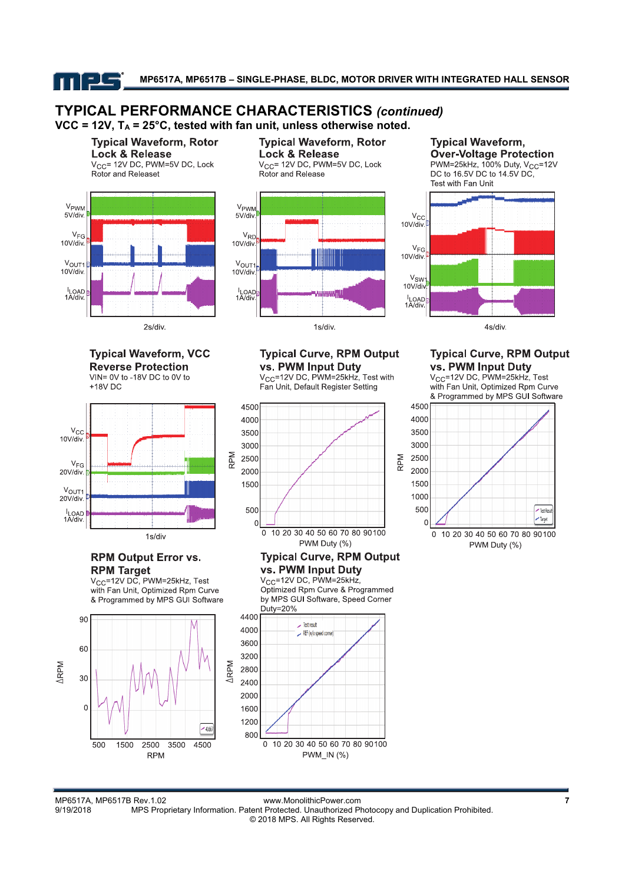## TYPICAL PERFORMANCE CHARACTERISTICS *(continued)*

**VCC = 12V, $T_A$ = 25°C, tested with fan unit, unless otherwise noted.**

**Typical Waveform, Rotor Lock & Release**

$V_{CC}$= 12V DC, PWM=5V DC, Lock Rotor and Releaset

$V_{PWM}$ 5V/div.
$V_{FG}$ 10V/div.
$V_{OUT1}$ 10V/div.
$I_{LOAD}$ 1A/div.

2s/div.

**Typical Waveform, Rotor Lock & Release**

$V_{CC}$= 12V DC, PWM=5V DC, Lock Rotor and Release

$V_{PWM}$ 5V/div.
$V_{RD}$ 10V/div.
$V_{OUT1}$ 10V/div.
$I_{LOAD}$ 1A/div.

1s/div.

**Typical Waveform, Over-Voltage Protection**

PWM=25kHz, 100% Duty, $V_{CC}$=12V DC to 16.5V DC to 14.5V DC, Test with Fan Unit

$V_{CC}$ 10V/div.
$V_{FG}$ 10V/div.
$V_{SW1}$ 10V/div.
$I_{LOAD}$ 1A/div.

4s/div.

**Typical Waveform, VCC Reverse Protection**

VIN= 0V to -18V DC to 0V to +18V DC

$V_{CC}$ 10V/div.
$V_{FG}$ 20V/div.
$V_{OUT1}$ 20V/div.
$I_{LOAD}$ 1A/div.

1s/div

**Typical Curve, RPM Output vs. PWM Input Duty**

$V_{CC}$=12V DC, PWM=25kHz, Test with Fan Unit, Default Register Setting

RPM (0 to 4500) vs. PWM Duty (%) (0 to 100)

**Typical Curve, RPM Output vs. PWM Input Duty**

$V_{CC}$=12V DC, PWM=25kHz, Test with Fan Unit, Optimized Rpm Curve & Programmed by MPS GUI Software

RPM (0 to 4500) vs. PWM Duty (%) (0 to 100); legend: Test Result, Target

**RPM Output Error vs. RPM Target**

$V_{CC}$=12V DC, PWM=25kHz, Test with Fan Unit, Optimized Rpm Curve & Programmed by MPS GUI Software

ΔRPM (0 to 90) vs. RPM (500 to 4500)

**Typical Curve, RPM Output vs. PWM Input Duty**

$V_{CC}$=12V DC, PWM=25kHz, Optimized Rpm Curve & Programmed by MPS GUI Software, Speed Corner Duty=20%

ΔRPM (800 to 4400) vs. PWM_IN (%) (0 to 100); legend: Test result, REF (w/o speed corner)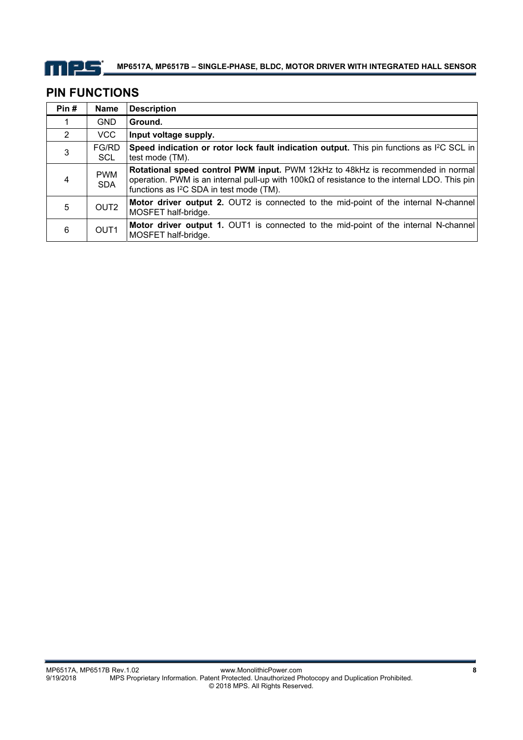## PIN FUNCTIONS

| Pin # | Name | Description |
|---|---|---|
| 1 | GND | **Ground.** |
| 2 | VCC | **Input voltage supply.** |
| 3 | FG/RD SCL | **Speed indication or rotor lock fault indication output.** This pin functions as $I^2C$ SCL in test mode (TM). |
| 4 | PWM SDA | **Rotational speed control PWM input.** PWM 12kHz to 48kHz is recommended in normal operation. PWM is an internal pull-up with 100kΩ of resistance to the internal LDO. This pin functions as $I^2C$ SDA in test mode (TM). |
| 5 | OUT2 | **Motor driver output 2.** OUT2 is connected to the mid-point of the internal N-channel MOSFET half-bridge. |
| 6 | OUT1 | **Motor driver output 1.** OUT1 is connected to the mid-point of the internal N-channel MOSFET half-bridge. |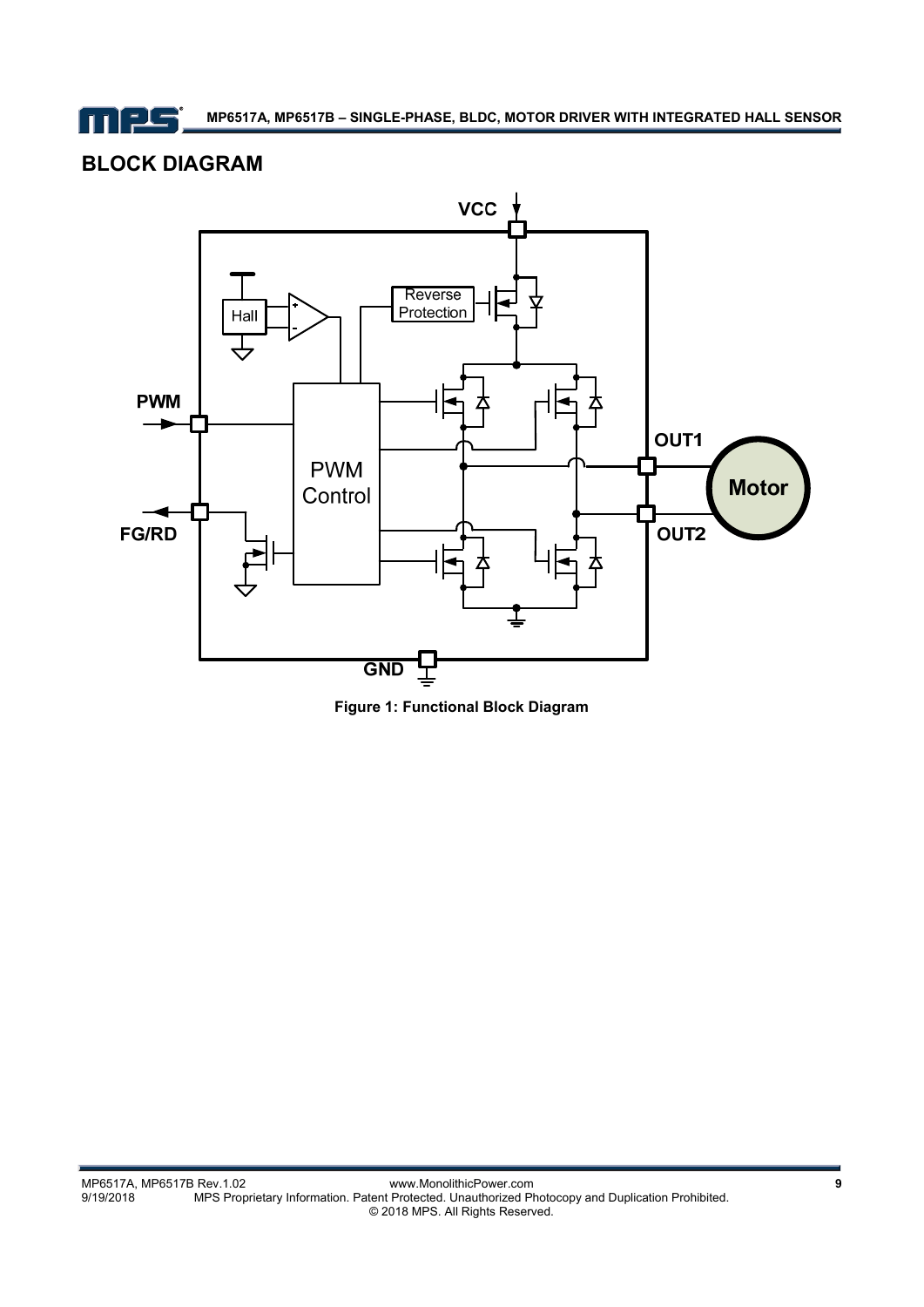## BLOCK DIAGRAM

Figure 1: Functional Block Diagram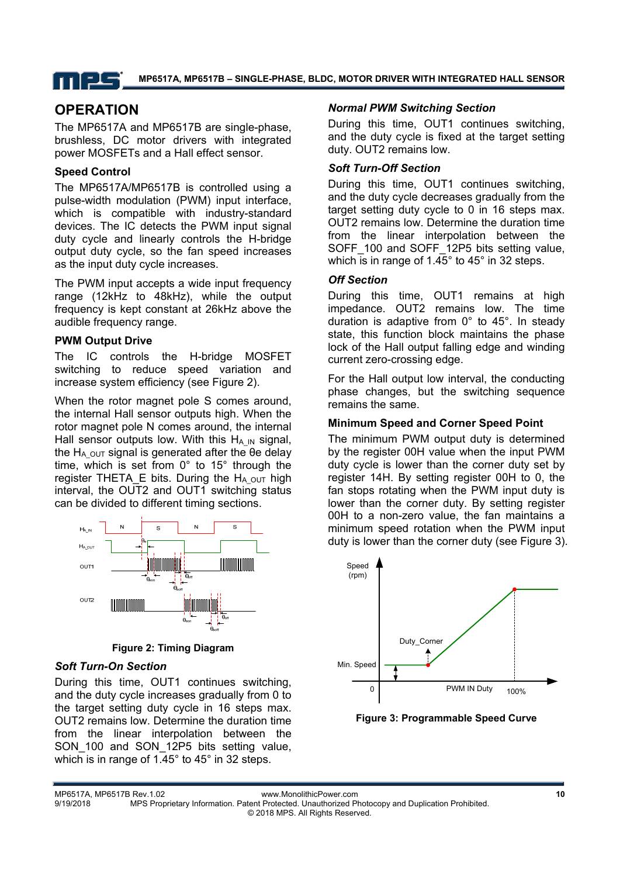## OPERATION

The MP6517A and MP6517B are single-phase, brushless, DC motor drivers with integrated power MOSFETs and a Hall effect sensor.

### Speed Control

The MP6517A/MP6517B is controlled using a pulse-width modulation (PWM) input interface, which is compatible with industry-standard devices. The IC detects the PWM input signal duty cycle and linearly controls the H-bridge output duty cycle, so the fan speed increases as the input duty cycle increases.

The PWM input accepts a wide input frequency range (12kHz to 48kHz), while the output frequency is kept constant at 26kHz above the audible frequency range.

### PWM Output Drive

The IC controls the H-bridge MOSFET switching to reduce speed variation and increase system efficiency (see Figure 2).

When the rotor magnet pole S comes around, the internal Hall sensor outputs high. When the rotor magnet pole N comes around, the internal Hall sensor outputs low. With this $H_{A\_IN}$ signal, the $H_{A\_OUT}$ signal is generated after the θe delay time, which is set from 0° to 15° through the register THETA_E bits. During the $H_{A\_OUT}$ high interval, the OUT2 and OUT1 switching status can be divided to different timing sections.

**Figure 2: Timing Diagram**

#### *Soft Turn-On Section*

During this time, OUT1 continues switching, and the duty cycle increases gradually from 0 to the target setting duty cycle in 16 steps max. OUT2 remains low. Determine the duration time from the linear interpolation between the SON_100 and SON_12P5 bits setting value, which is in range of 1.45° to 45° in 32 steps.

#### *Normal PWM Switching Section*

During this time, OUT1 continues switching, and the duty cycle is fixed at the target setting duty. OUT2 remains low.

#### *Soft Turn-Off Section*

During this time, OUT1 continues switching, and the duty cycle decreases gradually from the target setting duty cycle to 0 in 16 steps max. OUT2 remains low. Determine the duration time from the linear interpolation between the SOFF_100 and SOFF_12P5 bits setting value, which is in range of 1.45° to 45° in 32 steps.

#### *Off Section*

During this time, OUT1 remains at high impedance. OUT2 remains low. The time duration is adaptive from 0° to 45°. In steady state, this function block maintains the phase lock of the Hall output falling edge and winding current zero-crossing edge.

For the Hall output low interval, the conducting phase changes, but the switching sequence remains the same.

### Minimum Speed and Corner Speed Point

The minimum PWM output duty is determined by the register 00H value when the input PWM duty cycle is lower than the corner duty set by register 14H. By setting register 00H to 0, the fan stops rotating when the PWM input duty is lower than the corner duty. By setting register 00H to a non-zero value, the fan maintains a minimum speed rotation when the PWM input duty is lower than the corner duty (see Figure 3).

**Figure 3: Programmable Speed Curve**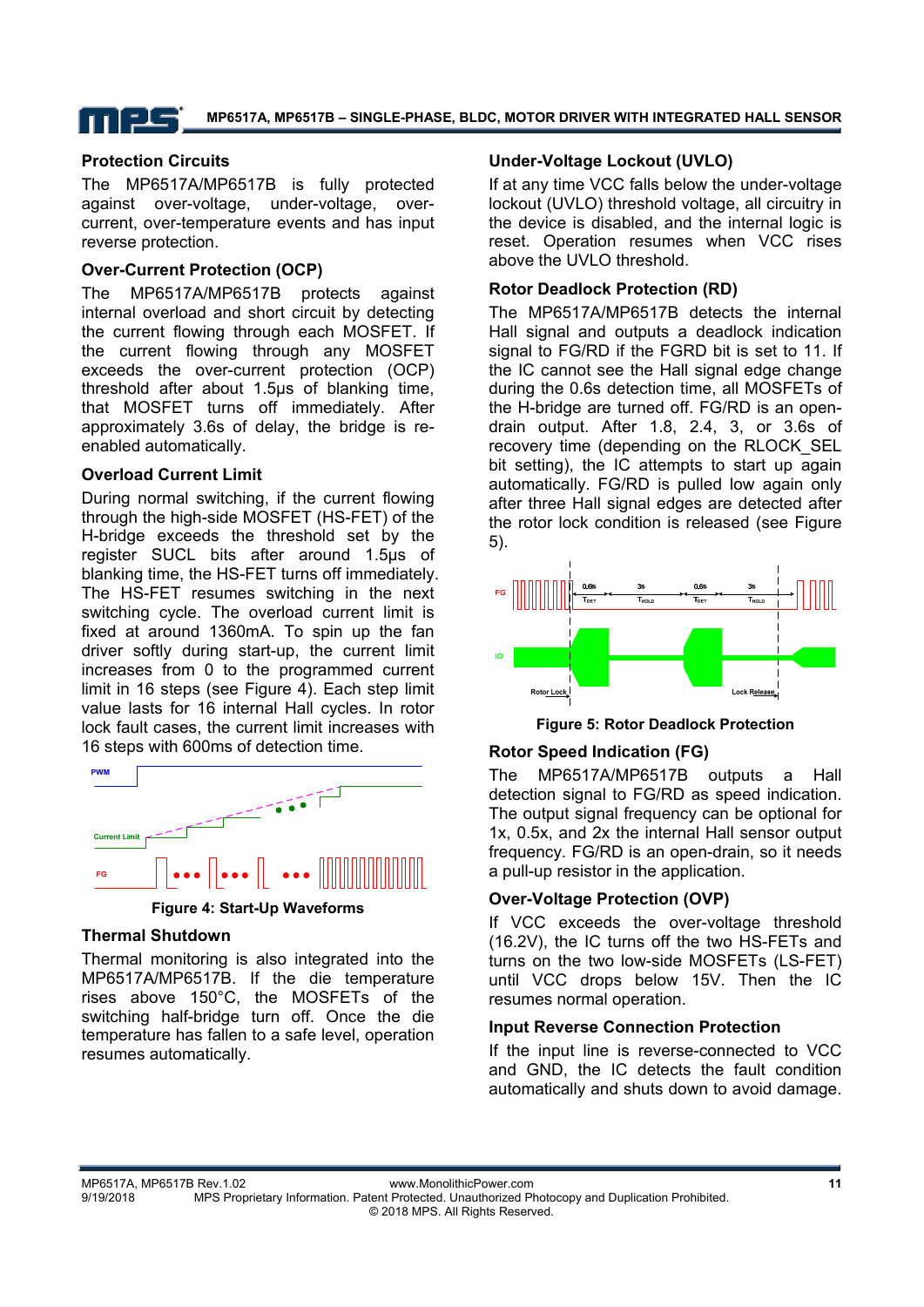### Protection Circuits

The MP6517A/MP6517B is fully protected against over-voltage, under-voltage, over-current, over-temperature events and has input reverse protection.

### Over-Current Protection (OCP)

The MP6517A/MP6517B protects against internal overload and short circuit by detecting the current flowing through each MOSFET. If the current flowing through any MOSFET exceeds the over-current protection (OCP) threshold after about 1.5µs of blanking time, that MOSFET turns off immediately. After approximately 3.6s of delay, the bridge is re-enabled automatically.

### Overload Current Limit

During normal switching, if the current flowing through the high-side MOSFET (HS-FET) of the H-bridge exceeds the threshold set by the register SUCL bits after around 1.5µs of blanking time, the HS-FET turns off immediately. The HS-FET resumes switching in the next switching cycle. The overload current limit is fixed at around 1360mA. To spin up the fan driver softly during start-up, the current limit increases from 0 to the programmed current limit in 16 steps (see Figure 4). Each step limit value lasts for 16 internal Hall cycles. In rotor lock fault cases, the current limit increases with 16 steps with 600ms of detection time.

**Figure 4: Start-Up Waveforms**

### Thermal Shutdown

Thermal monitoring is also integrated into the MP6517A/MP6517B. If the die temperature rises above 150°C, the MOSFETs of the switching half-bridge turn off. Once the die temperature has fallen to a safe level, operation resumes automatically.

### Under-Voltage Lockout (UVLO)

If at any time VCC falls below the under-voltage lockout (UVLO) threshold voltage, all circuitry in the device is disabled, and the internal logic is reset. Operation resumes when VCC rises above the UVLO threshold.

### Rotor Deadlock Protection (RD)

The MP6517A/MP6517B detects the internal Hall signal and outputs a deadlock indication signal to FG/RD if the FGRD bit is set to 11. If the IC cannot see the Hall signal edge change during the 0.6s detection time, all MOSFETs of the H-bridge are turned off. FG/RD is an open-drain output. After 1.8, 2.4, 3, or 3.6s of recovery time (depending on the RLOCK_SEL bit setting), the IC attempts to start up again automatically. FG/RD is pulled low again only after three Hall signal edges are detected after the rotor lock condition is released (see Figure 5).

**Figure 5: Rotor Deadlock Protection**

### Rotor Speed Indication (FG)

The MP6517A/MP6517B outputs a Hall detection signal to FG/RD as speed indication. The output signal frequency can be optional for 1x, 0.5x, and 2x the internal Hall sensor output frequency. FG/RD is an open-drain, so it needs a pull-up resistor in the application.

### Over-Voltage Protection (OVP)

If VCC exceeds the over-voltage threshold (16.2V), the IC turns off the two HS-FETs and turns on the two low-side MOSFETs (LS-FET) until VCC drops below 15V. Then the IC resumes normal operation.

### Input Reverse Connection Protection

If the input line is reverse-connected to VCC and GND, the IC detects the fault condition automatically and shuts down to avoid damage.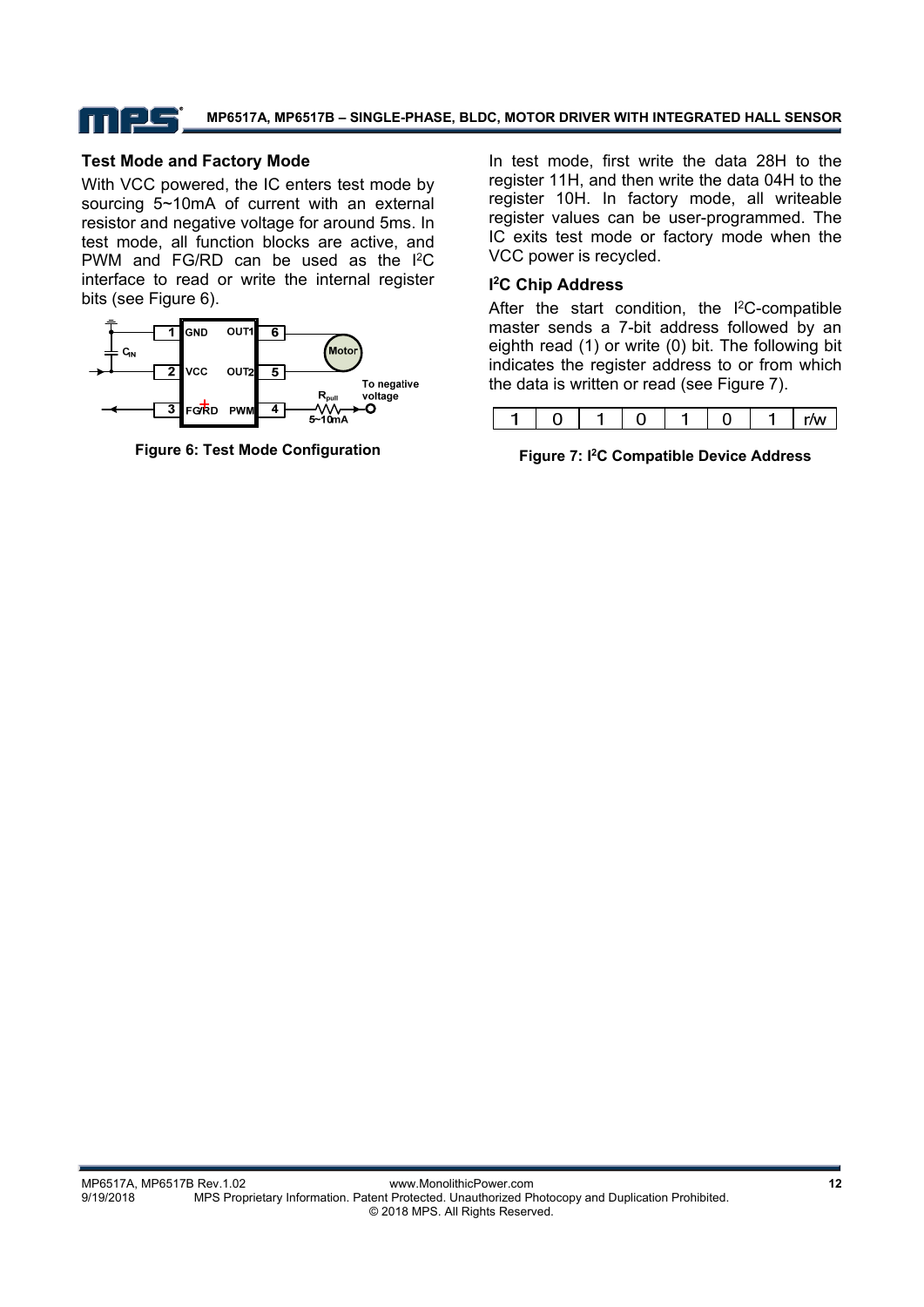### Test Mode and Factory Mode

With VCC powered, the IC enters test mode by sourcing 5~10mA of current with an external resistor and negative voltage for around 5ms. In test mode, all function blocks are active, and PWM and FG/RD can be used as the I²C interface to read or write the internal register bits (see Figure 6).

**Figure 6: Test Mode Configuration**

In test mode, first write the data 28H to the register 11H, and then write the data 04H to the register 10H. In factory mode, all writeable register values can be user-programmed. The IC exits test mode or factory mode when the VCC power is recycled.

### I²C Chip Address

After the start condition, the I²C-compatible master sends a 7-bit address followed by an eighth read (1) or write (0) bit. The following bit indicates the register address to or from which the data is written or read (see Figure 7).

| 1 | 0 | 1 | 0 | 1 | 0 | 1 | r/w |
|---|---|---|---|---|---|---|---|

**Figure 7: I²C Compatible Device Address**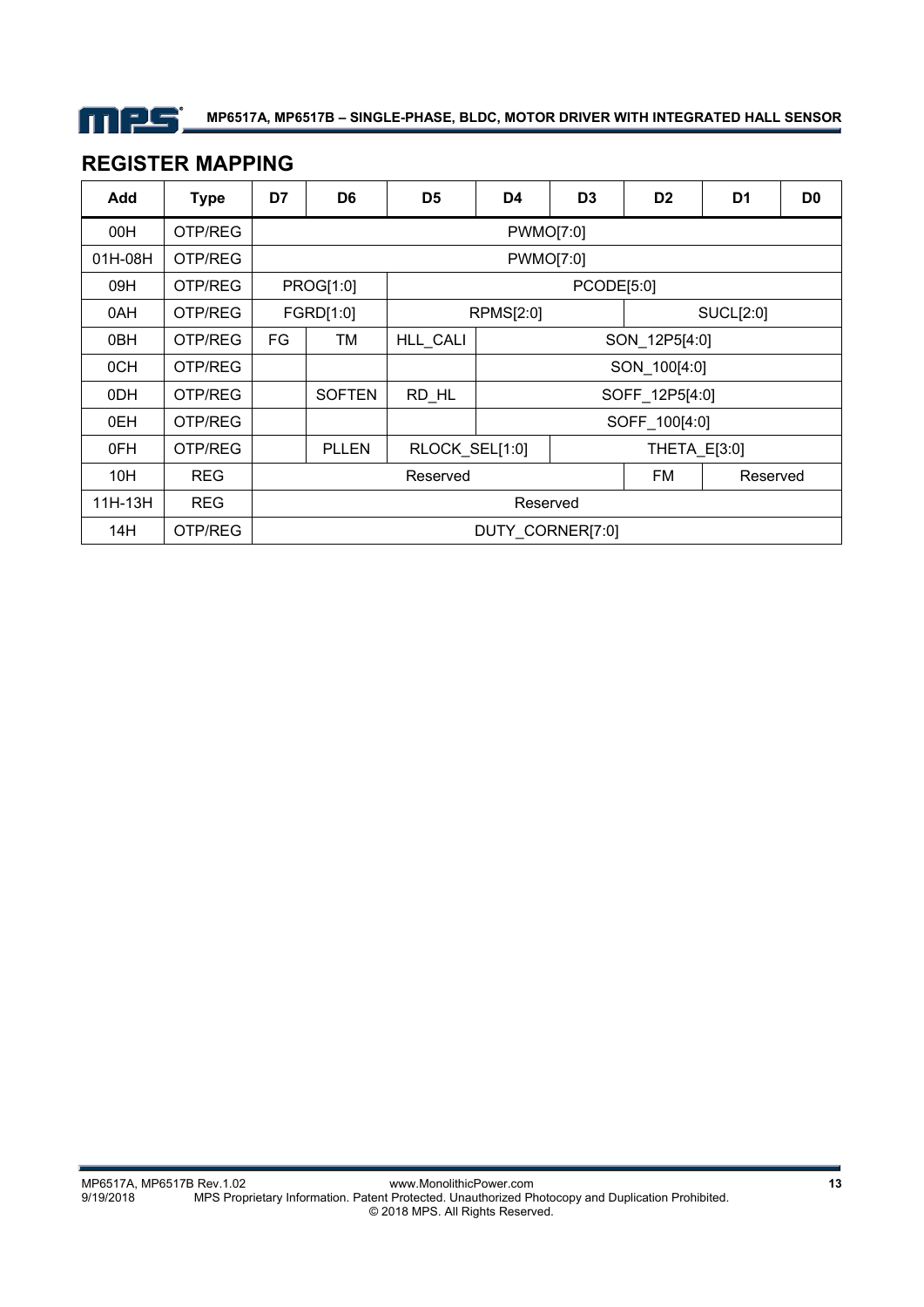## REGISTER MAPPING

| Add | Type | D7 | D6 | D5 | D4 | D3 | D2 | D1 | D0 |
|---|---|---|---|---|---|---|---|---|---|
| 00H | OTP/REG | PWMO[7:0] | | | | | | | |
| 01H-08H | OTP/REG | PWMO[7:0] | | | | | | | |
| 09H | OTP/REG | PROG[1:0] | | PCODE[5:0] | | | | | |
| 0AH | OTP/REG | FGRD[1:0] | | RPMS[2:0] | | | SUCL[2:0] | | |
| 0BH | OTP/REG | FG | TM | HLL_CALI | SON_12P5[4:0] | | | | |
| 0CH | OTP/REG | | | | SON_100[4:0] | | | | |
| 0DH | OTP/REG | | SOFTEN | RD_HL | SOFF_12P5[4:0] | | | | |
| 0EH | OTP/REG | | | | SOFF_100[4:0] | | | | |
| 0FH | OTP/REG | | PLLEN | RLOCK_SEL[1:0] | | THETA_E[3:0] | | | |
| 10H | REG | Reserved | | | | | FM | Reserved | |
| 11H-13H | REG | Reserved | | | | | | | |
| 14H | OTP/REG | DUTY_CORNER[7:0] | | | | | | | |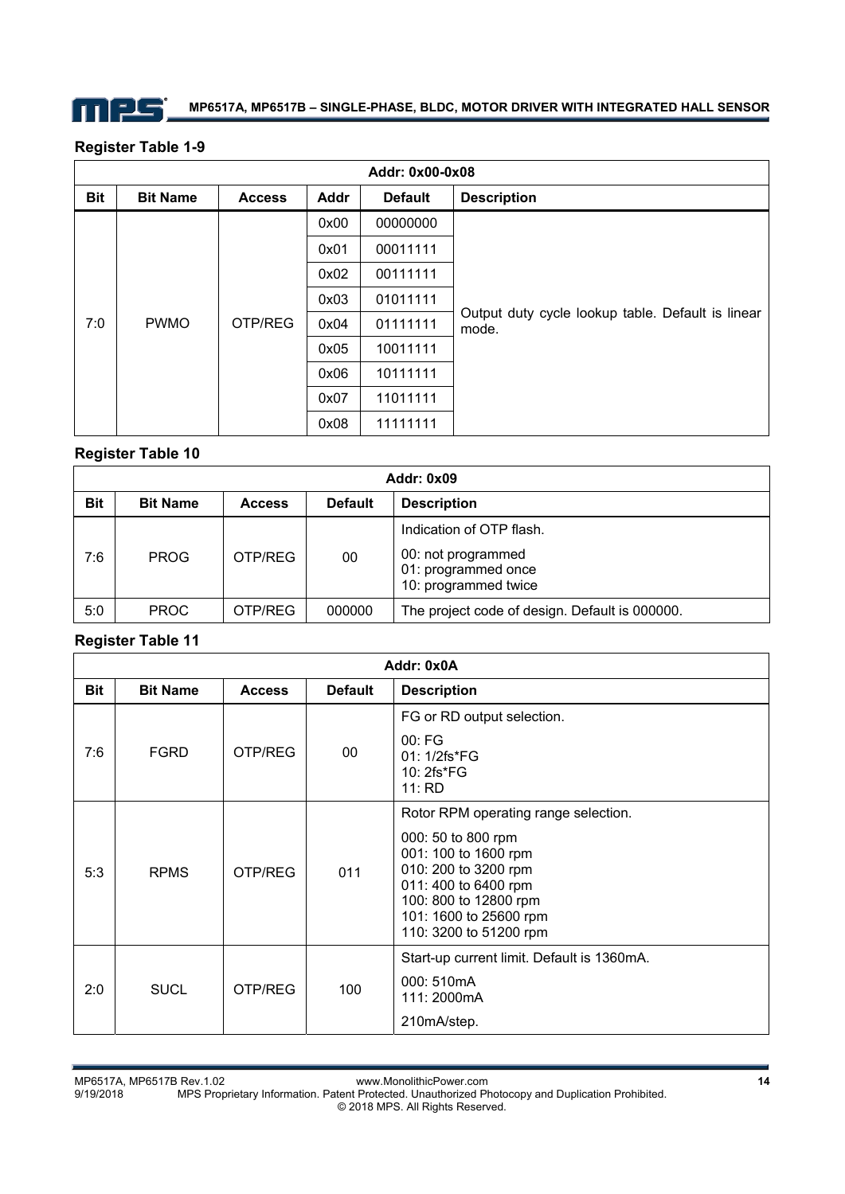### Register Table 1-9

| Addr: 0x00-0x08 | | | | | |
|---|---|---|---|---|---|
| **Bit** | **Bit Name** | **Access** | **Addr** | **Default** | **Description** |
| 7:0 | PWMO | OTP/REG | 0x00 | 00000000 | Output duty cycle lookup table. Default is linear mode. |
| | | | 0x01 | 00011111 | |
| | | | 0x02 | 00111111 | |
| | | | 0x03 | 01011111 | |
| | | | 0x04 | 01111111 | |
| | | | 0x05 | 10011111 | |
| | | | 0x06 | 10111111 | |
| | | | 0x07 | 11011111 | |
| | | | 0x08 | 11111111 | |

### Register Table 10

| Addr: 0x09 | | | | |
|---|---|---|---|---|
| **Bit** | **Bit Name** | **Access** | **Default** | **Description** |
| 7:6 | PROG | OTP/REG | 00 | Indication of OTP flash.<br>00: not programmed<br>01: programmed once<br>10: programmed twice |
| 5:0 | PROC | OTP/REG | 000000 | The project code of design. Default is 000000. |

### Register Table 11

| Addr: 0x0A | | | | |
|---|---|---|---|---|
| **Bit** | **Bit Name** | **Access** | **Default** | **Description** |
| 7:6 | FGRD | OTP/REG | 00 | FG or RD output selection.<br>00: FG<br>01: 1/2fs*FG<br>10: 2fs*FG<br>11: RD |
| 5:3 | RPMS | OTP/REG | 011 | Rotor RPM operating range selection.<br>000: 50 to 800 rpm<br>001: 100 to 1600 rpm<br>010: 200 to 3200 rpm<br>011: 400 to 6400 rpm<br>100: 800 to 12800 rpm<br>101: 1600 to 25600 rpm<br>110: 3200 to 51200 rpm |
| 2:0 | SUCL | OTP/REG | 100 | Start-up current limit. Default is 1360mA.<br>000: 510mA<br>111: 2000mA<br>210mA/step. |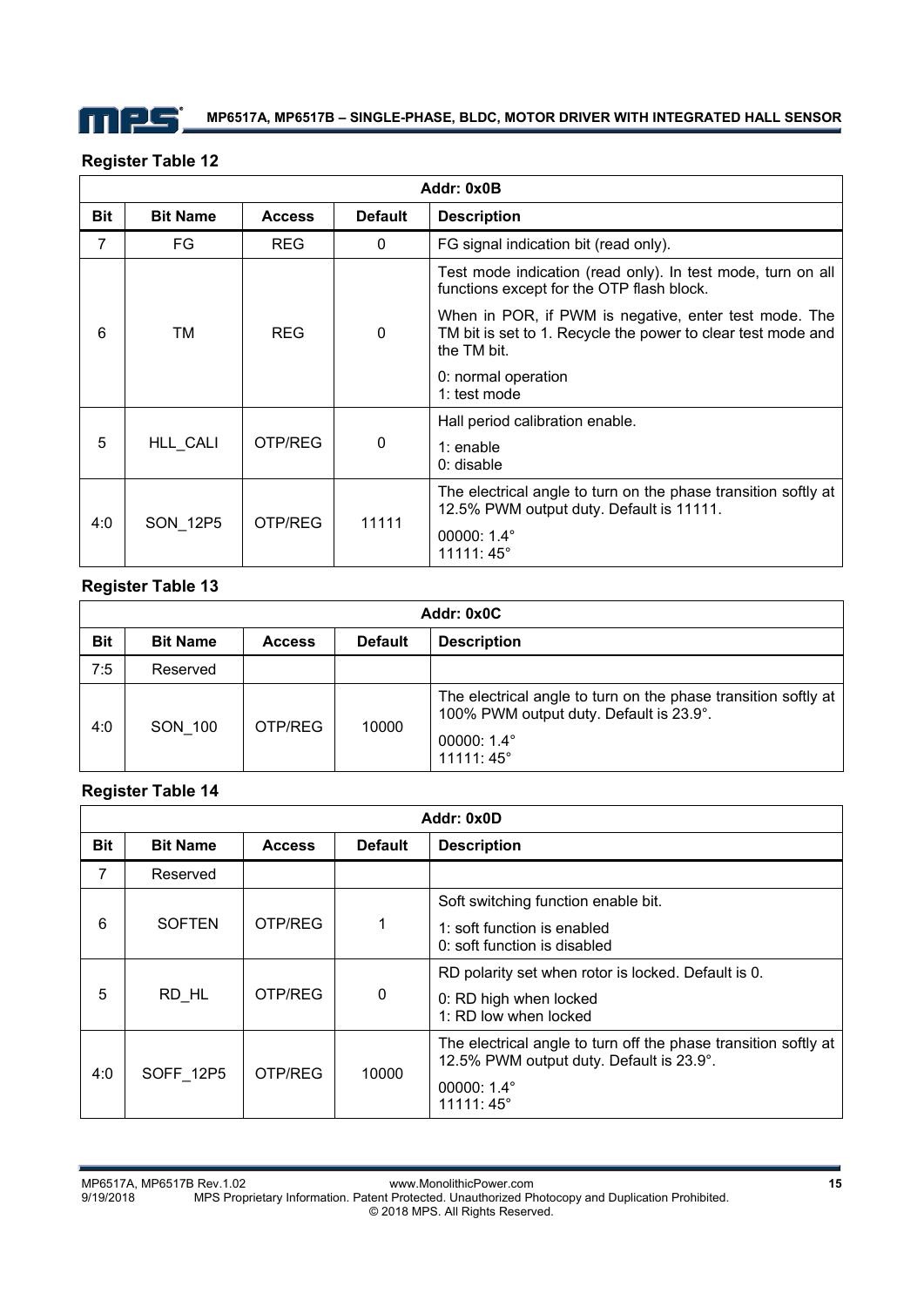### Register Table 12

| Addr: 0x0B | | | | |
|---|---|---|---|---|
| **Bit** | **Bit Name** | **Access** | **Default** | **Description** |
| 7 | FG | REG | 0 | FG signal indication bit (read only). |
| 6 | TM | REG | 0 | Test mode indication (read only). In test mode, turn on all functions except for the OTP flash block.<br>When in POR, if PWM is negative, enter test mode. The TM bit is set to 1. Recycle the power to clear test mode and the TM bit.<br>0: normal operation<br>1: test mode |
| 5 | HLL_CALI | OTP/REG | 0 | Hall period calibration enable.<br>1: enable<br>0: disable |
| 4:0 | SON_12P5 | OTP/REG | 11111 | The electrical angle to turn on the phase transition softly at 12.5% PWM output duty. Default is 11111.<br>00000: 1.4°<br>11111: 45° |

### Register Table 13

| Addr: 0x0C | | | | |
|---|---|---|---|---|
| **Bit** | **Bit Name** | **Access** | **Default** | **Description** |
| 7:5 | Reserved | | | |
| 4:0 | SON_100 | OTP/REG | 10000 | The electrical angle to turn on the phase transition softly at 100% PWM output duty. Default is 23.9°.<br>00000: 1.4°<br>11111: 45° |

### Register Table 14

| Addr: 0x0D | | | | |
|---|---|---|---|---|
| **Bit** | **Bit Name** | **Access** | **Default** | **Description** |
| 7 | Reserved | | | |
| 6 | SOFTEN | OTP/REG | 1 | Soft switching function enable bit.<br>1: soft function is enabled<br>0: soft function is disabled |
| 5 | RD_HL | OTP/REG | 0 | RD polarity set when rotor is locked. Default is 0.<br>0: RD high when locked<br>1: RD low when locked |
| 4:0 | SOFF_12P5 | OTP/REG | 10000 | The electrical angle to turn off the phase transition softly at 12.5% PWM output duty. Default is 23.9°.<br>00000: 1.4°<br>11111: 45° |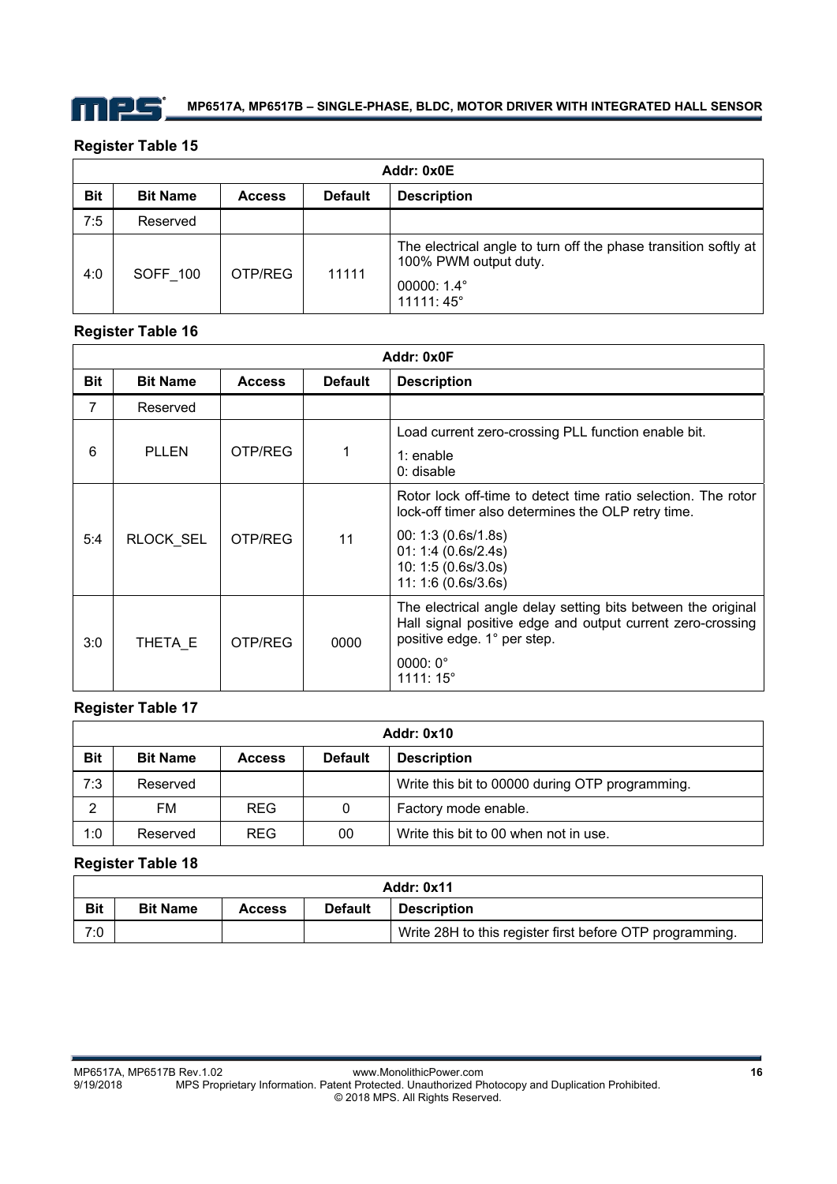### Register Table 15

| Addr: 0x0E | | | | |
|---|---|---|---|---|
| **Bit** | **Bit Name** | **Access** | **Default** | **Description** |
| 7:5 | Reserved | | | |
| 4:0 | SOFF_100 | OTP/REG | 11111 | The electrical angle to turn off the phase transition softly at 100% PWM output duty.<br>00000: 1.4°<br>11111: 45° |

### Register Table 16

| Addr: 0x0F | | | | |
|---|---|---|---|---|
| **Bit** | **Bit Name** | **Access** | **Default** | **Description** |
| 7 | Reserved | | | |
| 6 | PLLEN | OTP/REG | 1 | Load current zero-crossing PLL function enable bit.<br>1: enable<br>0: disable |
| 5:4 | RLOCK_SEL | OTP/REG | 11 | Rotor lock off-time to detect time ratio selection. The rotor lock-off timer also determines the OLP retry time.<br>00: 1:3 (0.6s/1.8s)<br>01: 1:4 (0.6s/2.4s)<br>10: 1:5 (0.6s/3.0s)<br>11: 1:6 (0.6s/3.6s) |
| 3:0 | THETA_E | OTP/REG | 0000 | The electrical angle delay setting bits between the original Hall signal positive edge and output current zero-crossing positive edge. 1° per step.<br>0000: 0°<br>1111: 15° |

### Register Table 17

| Addr: 0x10 | | | | |
|---|---|---|---|---|
| **Bit** | **Bit Name** | **Access** | **Default** | **Description** |
| 7:3 | Reserved | | | Write this bit to 00000 during OTP programming. |
| 2 | FM | REG | 0 | Factory mode enable. |
| 1:0 | Reserved | REG | 00 | Write this bit to 00 when not in use. |

### Register Table 18

| Addr: 0x11 | | | | |
|---|---|---|---|---|
| **Bit** | **Bit Name** | **Access** | **Default** | **Description** |
| 7:0 | | | | Write 28H to this register first before OTP programming. |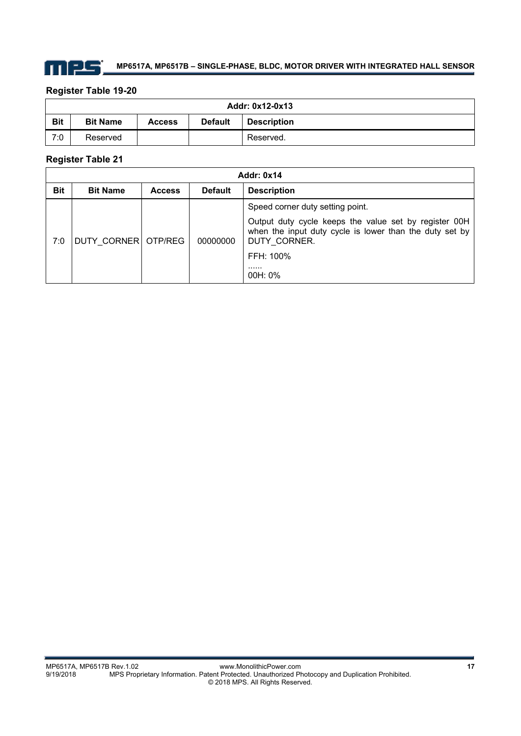### Register Table 19-20

| Addr: 0x12-0x13 | | | | |
|---|---|---|---|---|
| **Bit** | **Bit Name** | **Access** | **Default** | **Description** |
| 7:0 | Reserved | | | Reserved. |

### Register Table 21

| Addr: 0x14 | | | | |
|---|---|---|---|---|
| **Bit** | **Bit Name** | **Access** | **Default** | **Description** |
| 7:0 | DUTY_CORNER | OTP/REG | 00000000 | Speed corner duty setting point.<br><br>Output duty cycle keeps the value set by register 00H when the input duty cycle is lower than the duty set by DUTY_CORNER.<br><br>FFH: 100%<br>......<br>00H: 0% |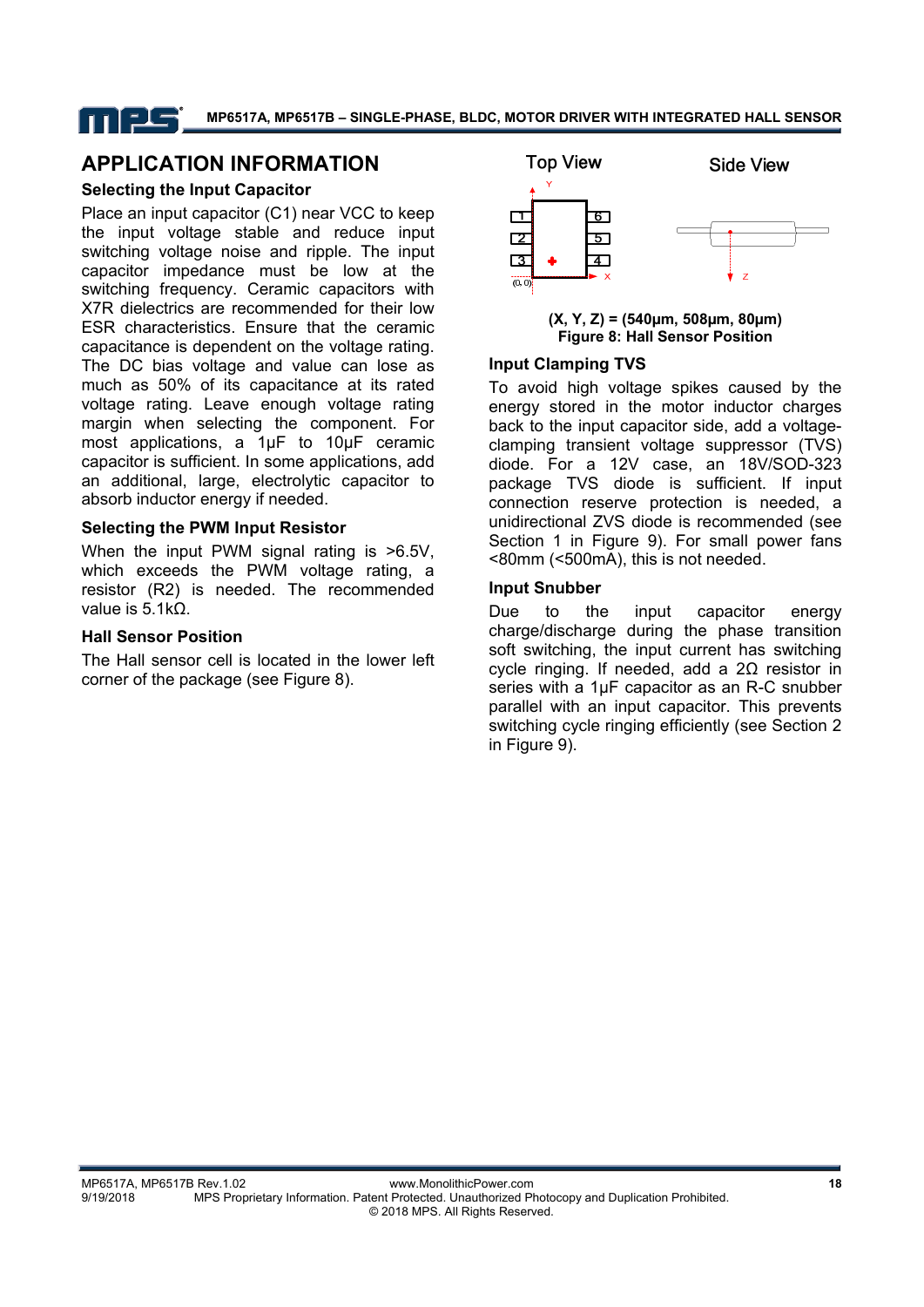## APPLICATION INFORMATION

### Selecting the Input Capacitor

Place an input capacitor (C1) near VCC to keep the input voltage stable and reduce input switching voltage noise and ripple. The input capacitor impedance must be low at the switching frequency. Ceramic capacitors with X7R dielectrics are recommended for their low ESR characteristics. Ensure that the ceramic capacitance is dependent on the voltage rating. The DC bias voltage and value can lose as much as 50% of its capacitance at its rated voltage rating. Leave enough voltage rating margin when selecting the component. For most applications, a 1μF to 10μF ceramic capacitor is sufficient. In some applications, add an additional, large, electrolytic capacitor to absorb inductor energy if needed.

### Selecting the PWM Input Resistor

When the input PWM signal rating is >6.5V, which exceeds the PWM voltage rating, a resistor (R2) is needed. The recommended value is 5.1kΩ.

### Hall Sensor Position

The Hall sensor cell is located in the lower left corner of the package (see Figure 8).

Top View

Side View

(X, Y, Z) = (540μm, 508μm, 80μm)

**Figure 8: Hall Sensor Position**

### Input Clamping TVS

To avoid high voltage spikes caused by the energy stored in the motor inductor charges back to the input capacitor side, add a voltage-clamping transient voltage suppressor (TVS) diode. For a 12V case, an 18V/SOD-323 package TVS diode is sufficient. If input connection reserve protection is needed, a unidirectional ZVS diode is recommended (see Section 1 in Figure 9). For small power fans <80mm (<500mA), this is not needed.

### Input Snubber

Due to the input capacitor energy charge/discharge during the phase transition soft switching, the input current has switching cycle ringing. If needed, add a 2Ω resistor in series with a 1μF capacitor as an R-C snubber parallel with an input capacitor. This prevents switching cycle ringing efficiently (see Section 2 in Figure 9).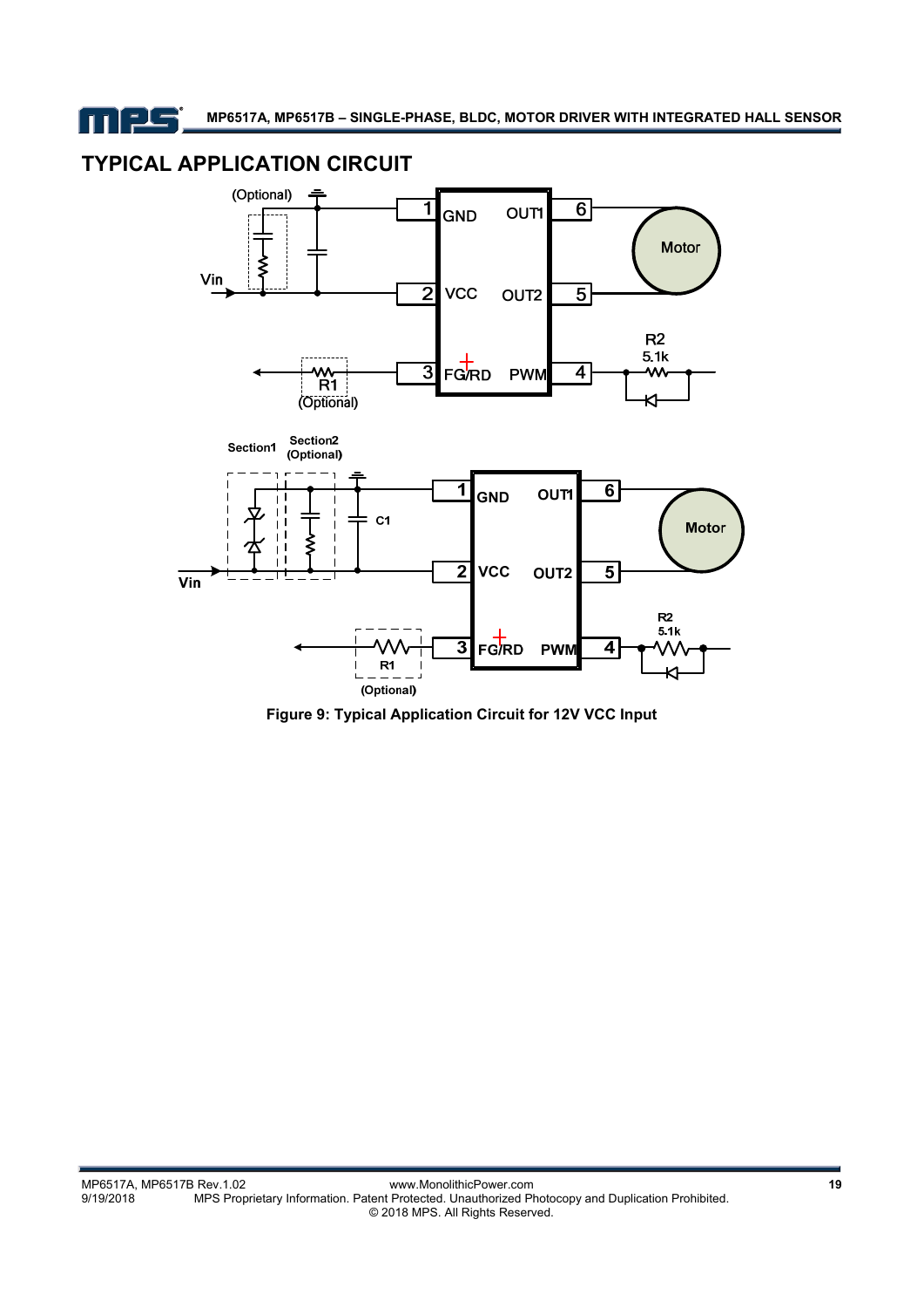## TYPICAL APPLICATION CIRCUIT

Figure 9: Typical Application Circuit for 12V VCC Input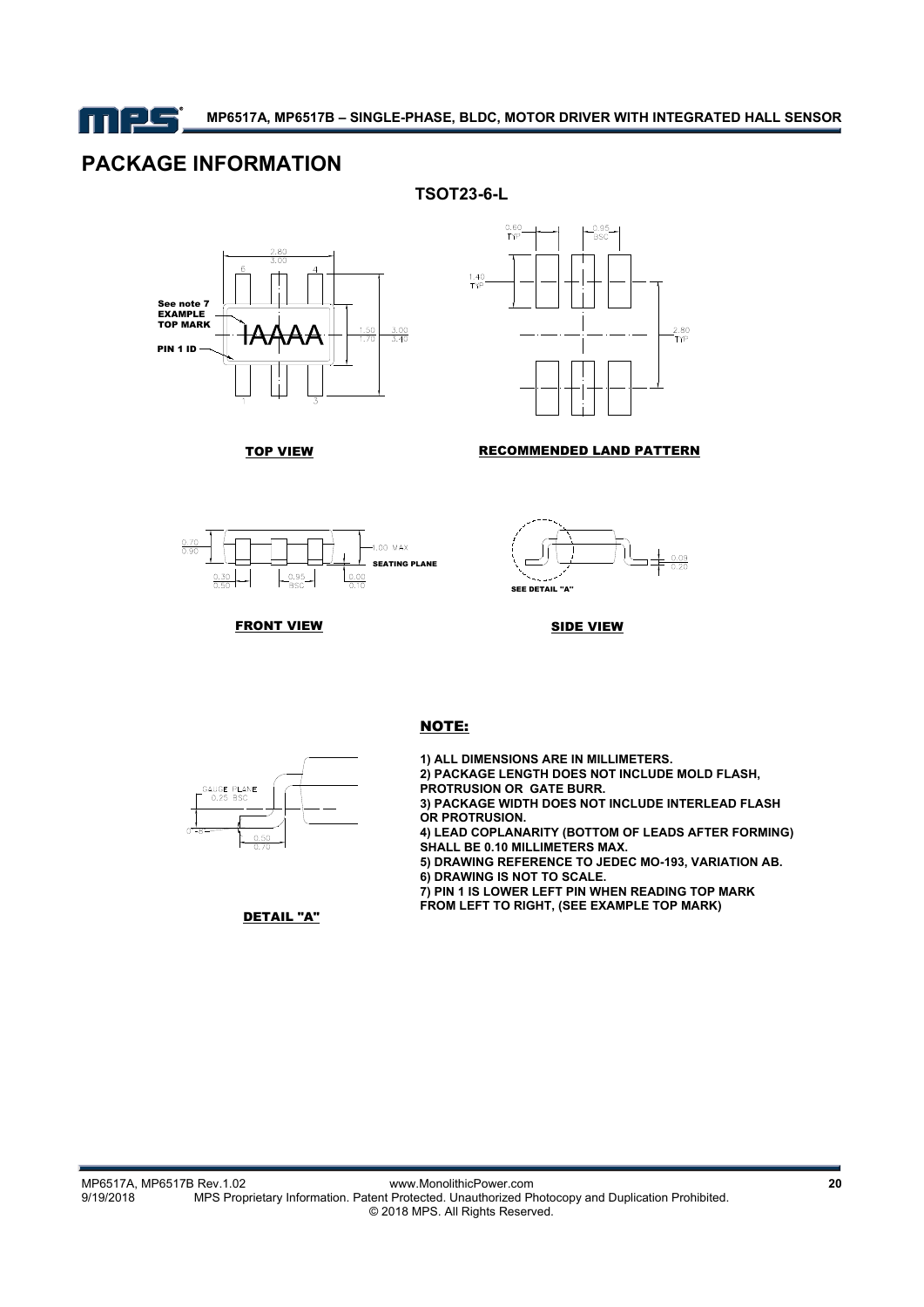# PACKAGE INFORMATION

**TSOT23-6-L**

TOP VIEW

RECOMMENDED LAND PATTERN

FRONT VIEW

SIDE VIEW

DETAIL "A"

**NOTE:**

1) ALL DIMENSIONS ARE IN MILLIMETERS.
2) PACKAGE LENGTH DOES NOT INCLUDE MOLD FLASH, PROTRUSION OR GATE BURR.
3) PACKAGE WIDTH DOES NOT INCLUDE INTERLEAD FLASH OR PROTRUSION.
4) LEAD COPLANARITY (BOTTOM OF LEADS AFTER FORMING) SHALL BE 0.10 MILLIMETERS MAX.
5) DRAWING REFERENCE TO JEDEC MO-193, VARIATION AB.
6) DRAWING IS NOT TO SCALE.
7) PIN 1 IS LOWER LEFT PIN WHEN READING TOP MARK FROM LEFT TO RIGHT, (SEE EXAMPLE TOP MARK)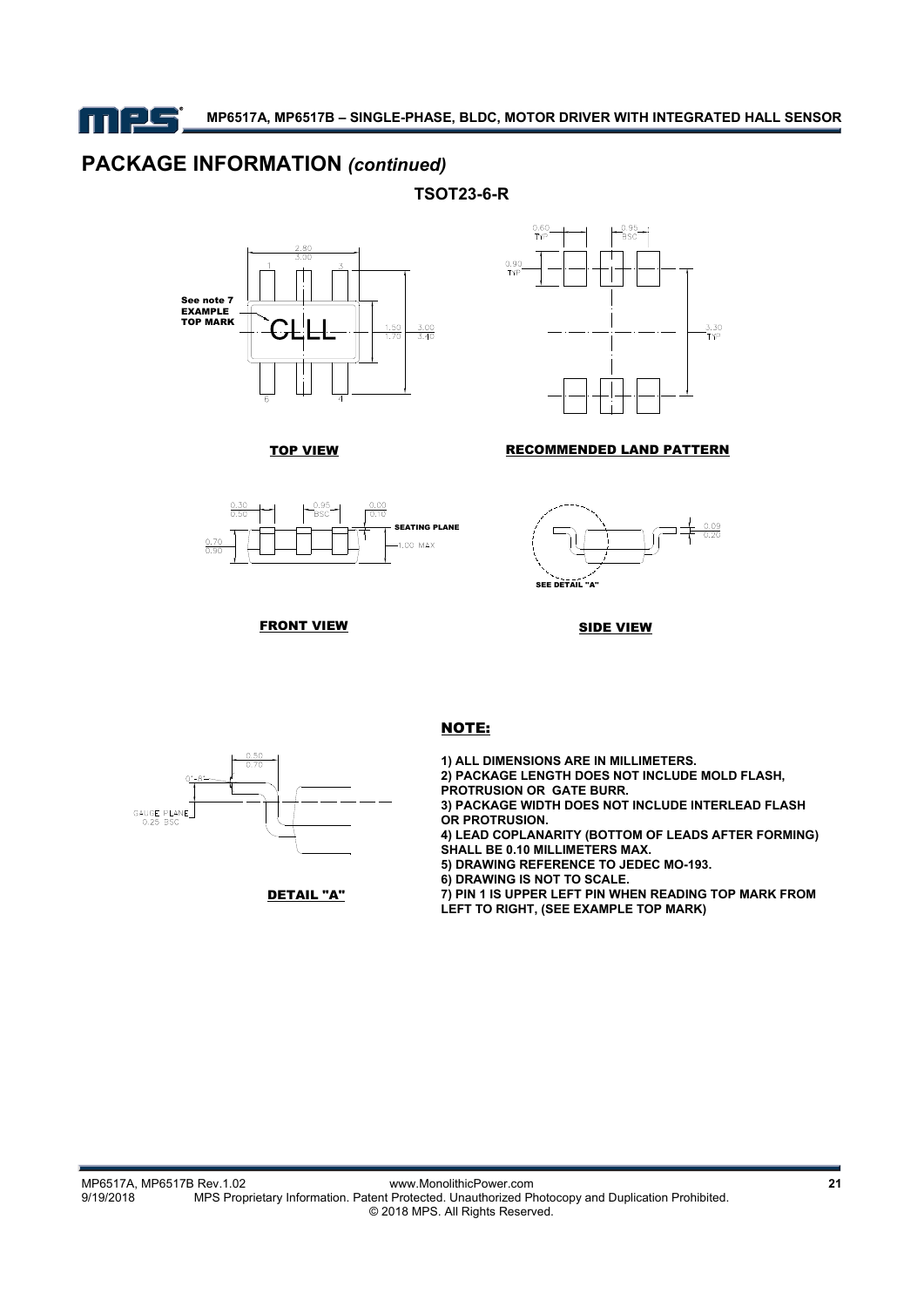# PACKAGE INFORMATION *(continued)*

**TSOT23-6-R**

TOP VIEW

RECOMMENDED LAND PATTERN

FRONT VIEW

SIDE VIEW

DETAIL "A"

## NOTE:

1) ALL DIMENSIONS ARE IN MILLIMETERS.
2) PACKAGE LENGTH DOES NOT INCLUDE MOLD FLASH, PROTRUSION OR GATE BURR.
3) PACKAGE WIDTH DOES NOT INCLUDE INTERLEAD FLASH OR PROTRUSION.
4) LEAD COPLANARITY (BOTTOM OF LEADS AFTER FORMING) SHALL BE 0.10 MILLIMETERS MAX.
5) DRAWING REFERENCE TO JEDEC MO-193.
6) DRAWING IS NOT TO SCALE.
7) PIN 1 IS UPPER LEFT PIN WHEN READING TOP MARK FROM LEFT TO RIGHT, (SEE EXAMPLE TOP MARK)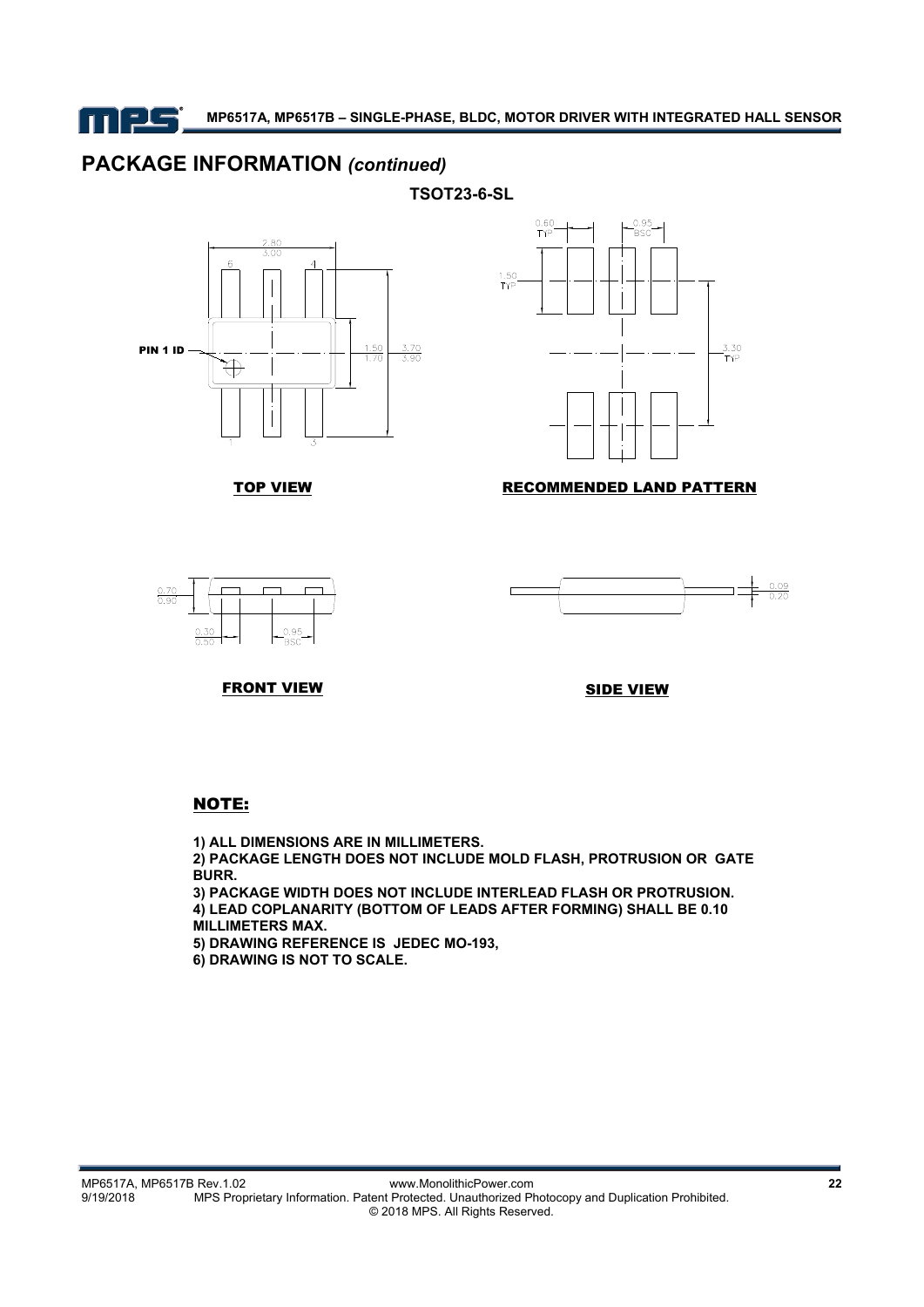## PACKAGE INFORMATION *(continued)*

**TSOT23-6-SL**

TOP VIEW

RECOMMENDED LAND PATTERN

FRONT VIEW

SIDE VIEW

**NOTE:**

1) ALL DIMENSIONS ARE IN MILLIMETERS.
2) PACKAGE LENGTH DOES NOT INCLUDE MOLD FLASH, PROTRUSION OR GATE BURR.
3) PACKAGE WIDTH DOES NOT INCLUDE INTERLEAD FLASH OR PROTRUSION.
4) LEAD COPLANARITY (BOTTOM OF LEADS AFTER FORMING) SHALL BE 0.10 MILLIMETERS MAX.
5) DRAWING REFERENCE IS JEDEC MO-193,
6) DRAWING IS NOT TO SCALE.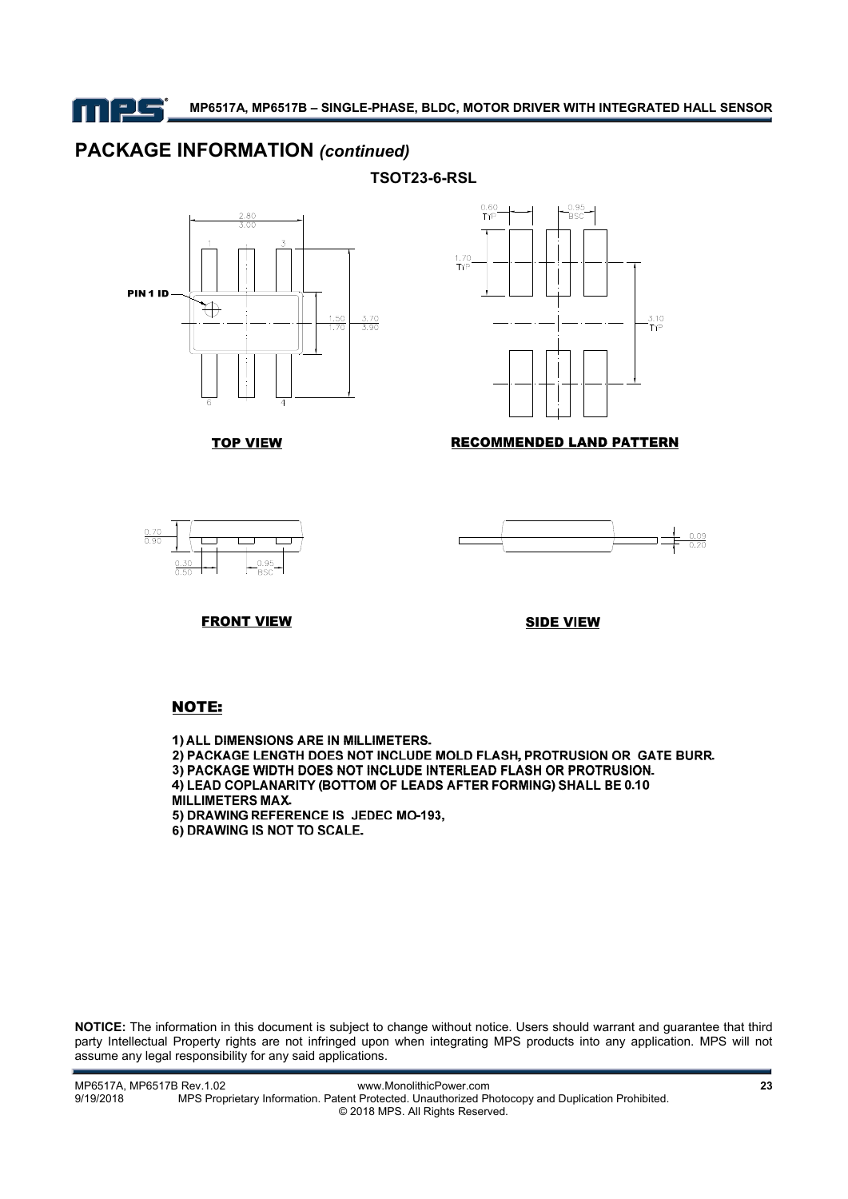## PACKAGE INFORMATION *(continued)*

**TSOT23-6-RSL**

PIN 1 ID

2.80
3.00

1.50
1.70

3.70
3.90

**TOP VIEW**

0.60
TYP

0.95
BSC

1.70
TYP

3.10
TYP

**RECOMMENDED LAND PATTERN**

0.70
0.90

0.30
0.50

0.95
BSC

**FRONT VIEW**

0.09
0.20

**SIDE VIEW**

**NOTE:**

1) ALL DIMENSIONS ARE IN MILLIMETERS.
2) PACKAGE LENGTH DOES NOT INCLUDE MOLD FLASH, PROTRUSION OR GATE BURR.
3) PACKAGE WIDTH DOES NOT INCLUDE INTERLEAD FLASH OR PROTRUSION.
4) LEAD COPLANARITY (BOTTOM OF LEADS AFTER FORMING) SHALL BE 0.10 MILLIMETERS MAX.
5) DRAWING REFERENCE IS JEDEC MO-193,
6) DRAWING IS NOT TO SCALE.

**NOTICE:** The information in this document is subject to change without notice. Users should warrant and guarantee that third party Intellectual Property rights are not infringed upon when integrating MPS products into any application. MPS will not assume any legal responsibility for any said applications.